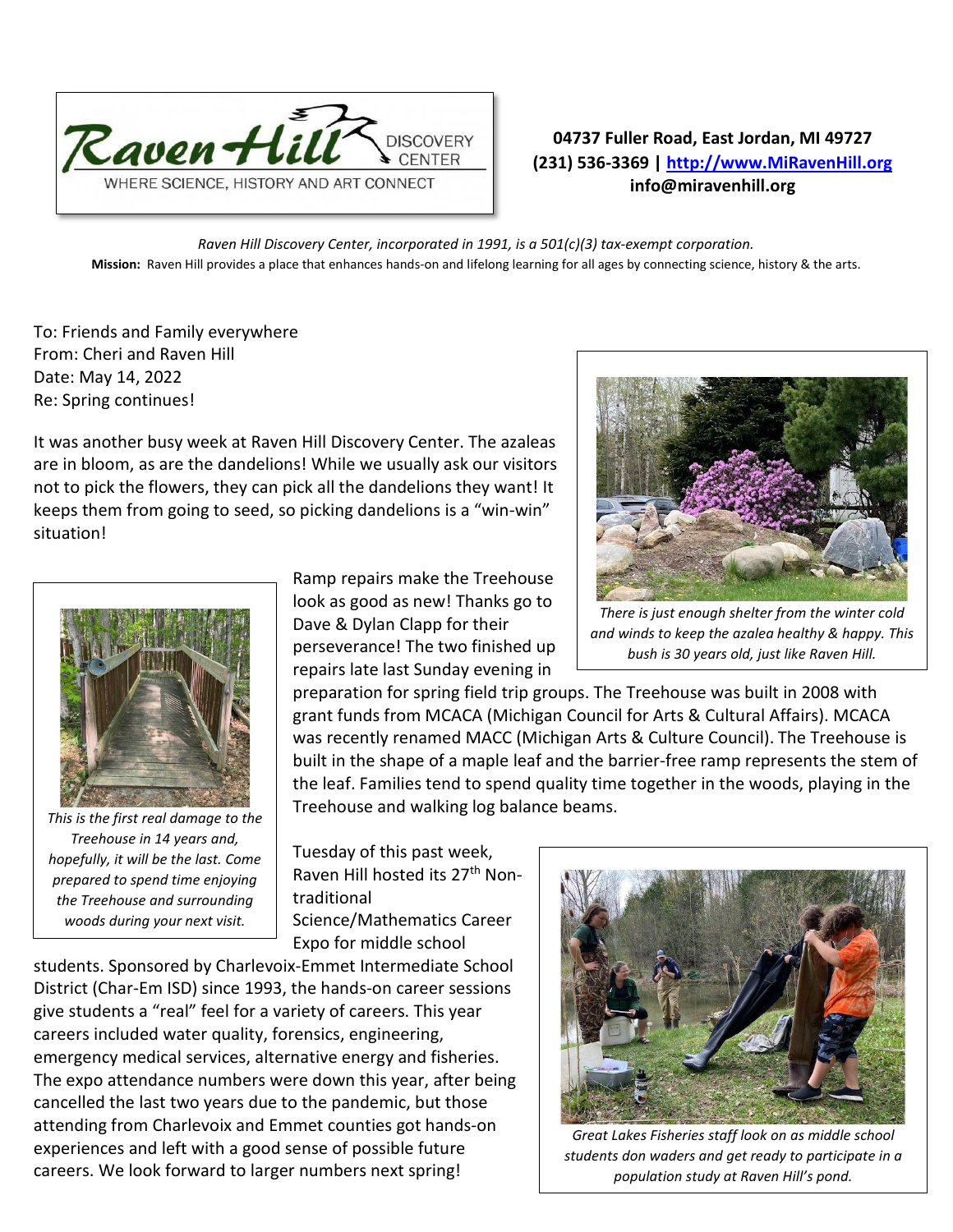**04737 Fuller Road, East Jordan, MI 49727**
**(231) 536-3369 | http://www.MiRavenHill.org**
**info@miravenhill.org**

*Raven Hill Discovery Center, incorporated in 1991, is a 501(c)(3) tax-exempt corporation.*

**Mission:** Raven Hill provides a place that enhances hands-on and lifelong learning for all ages by connecting science, history & the arts.

To: Friends and Family everywhere
From: Cheri and Raven Hill
Date: May 14, 2022
Re: Spring continues!

It was another busy week at Raven Hill Discovery Center. The azaleas are in bloom, as are the dandelions! While we usually ask our visitors not to pick the flowers, they can pick all the dandelions they want! It keeps them from going to seed, so picking dandelions is a "win-win" situation!

*There is just enough shelter from the winter cold and winds to keep the azalea healthy & happy. This bush is 30 years old, just like Raven Hill.*

Ramp repairs make the Treehouse look as good as new! Thanks go to Dave & Dylan Clapp for their perseverance! The two finished up repairs late last Sunday evening in preparation for spring field trip groups. The Treehouse was built in 2008 with grant funds from MCACA (Michigan Council for Arts & Cultural Affairs). MCACA was recently renamed MACC (Michigan Arts & Culture Council). The Treehouse is built in the shape of a maple leaf and the barrier-free ramp represents the stem of the leaf. Families tend to spend quality time together in the woods, playing in the Treehouse and walking log balance beams.

*This is the first real damage to the Treehouse in 14 years and, hopefully, it will be the last. Come prepared to spend time enjoying the Treehouse and surrounding woods during your next visit.*

Tuesday of this past week, Raven Hill hosted its 27th Non-traditional Science/Mathematics Career Expo for middle school students. Sponsored by Charlevoix-Emmet Intermediate School District (Char-Em ISD) since 1993, the hands-on career sessions give students a "real" feel for a variety of careers. This year careers included water quality, forensics, engineering, emergency medical services, alternative energy and fisheries. The expo attendance numbers were down this year, after being cancelled the last two years due to the pandemic, but those attending from Charlevoix and Emmet counties got hands-on experiences and left with a good sense of possible future careers. We look forward to larger numbers next spring!

*Great Lakes Fisheries staff look on as middle school students don waders and get ready to participate in a population study at Raven Hill's pond.*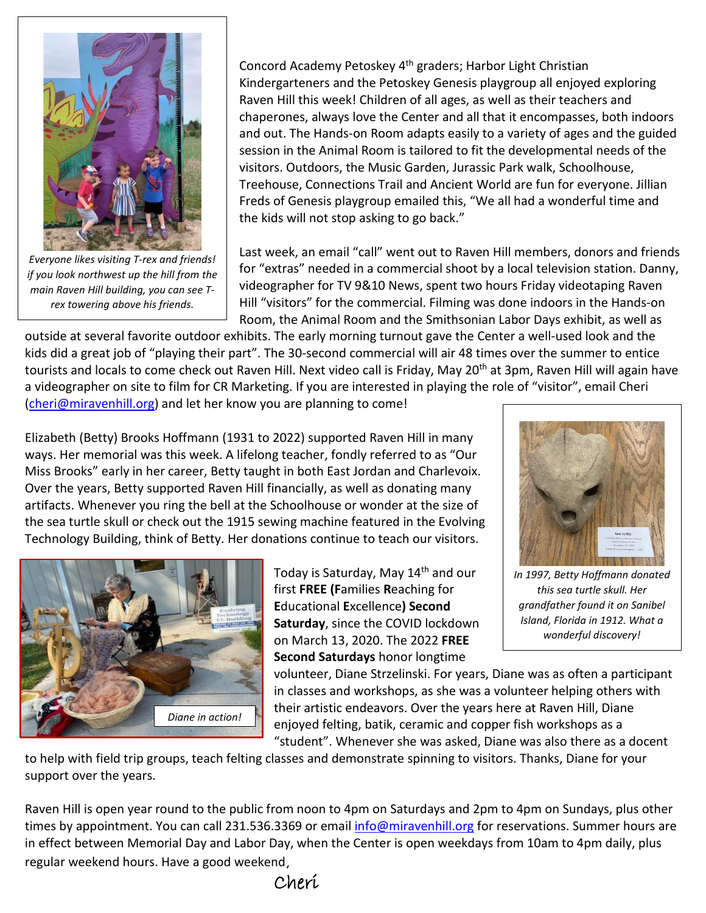*Everyone likes visiting T-rex and friends! if you look northwest up the hill from the main Raven Hill building, you can see T-rex towering above his friends.*

Concord Academy Petoskey 4th graders; Harbor Light Christian Kindergarteners and the Petoskey Genesis playgroup all enjoyed exploring Raven Hill this week! Children of all ages, as well as their teachers and chaperones, always love the Center and all that it encompasses, both indoors and out. The Hands-on Room adapts easily to a variety of ages and the guided session in the Animal Room is tailored to fit the developmental needs of the visitors. Outdoors, the Music Garden, Jurassic Park walk, Schoolhouse, Treehouse, Connections Trail and Ancient World are fun for everyone. Jillian Freds of Genesis playgroup emailed this, "We all had a wonderful time and the kids will not stop asking to go back."

Last week, an email "call" went out to Raven Hill members, donors and friends for "extras" needed in a commercial shoot by a local television station. Danny, videographer for TV 9&10 News, spent two hours Friday videotaping Raven Hill "visitors" for the commercial. Filming was done indoors in the Hands-on Room, the Animal Room and the Smithsonian Labor Days exhibit, as well as outside at several favorite outdoor exhibits. The early morning turnout gave the Center a well-used look and the kids did a great job of "playing their part". The 30-second commercial will air 48 times over the summer to entice tourists and locals to come check out Raven Hill. Next video call is Friday, May 20th at 3pm, Raven Hill will again have a videographer on site to film for CR Marketing. If you are interested in playing the role of "visitor", email Cheri (cheri@miravenhill.org) and let her know you are planning to come!

Elizabeth (Betty) Brooks Hoffmann (1931 to 2022) supported Raven Hill in many ways. Her memorial was this week. A lifelong teacher, fondly referred to as "Our Miss Brooks" early in her career, Betty taught in both East Jordan and Charlevoix. Over the years, Betty supported Raven Hill financially, as well as donating many artifacts. Whenever you ring the bell at the Schoolhouse or wonder at the size of the sea turtle skull or check out the 1915 sewing machine featured in the Evolving Technology Building, think of Betty. Her donations continue to teach our visitors.

*In 1997, Betty Hoffmann donated this sea turtle skull. Her grandfather found it on Sanibel Island, Florida in 1912. What a wonderful discovery!*

*Diane in action!*

Today is Saturday, May 14th and our first **FREE (F**amilies **R**eaching for **E**ducational **E**xcellence**) Second Saturday**, since the COVID lockdown on March 13, 2020. The 2022 **FREE Second Saturdays** honor longtime volunteer, Diane Strzelinski. For years, Diane was as often a participant in classes and workshops, as she was a volunteer helping others with their artistic endeavors. Over the years here at Raven Hill, Diane enjoyed felting, batik, ceramic and copper fish workshops as a "student". Whenever she was asked, Diane was also there as a docent to help with field trip groups, teach felting classes and demonstrate spinning to visitors. Thanks, Diane for your support over the years.

Raven Hill is open year round to the public from noon to 4pm on Saturdays and 2pm to 4pm on Sundays, plus other times by appointment. You can call 231.536.3369 or email info@miravenhill.org for reservations. Summer hours are in effect between Memorial Day and Labor Day, when the Center is open weekdays from 10am to 4pm daily, plus regular weekend hours. Have a good weekend,

Cheri